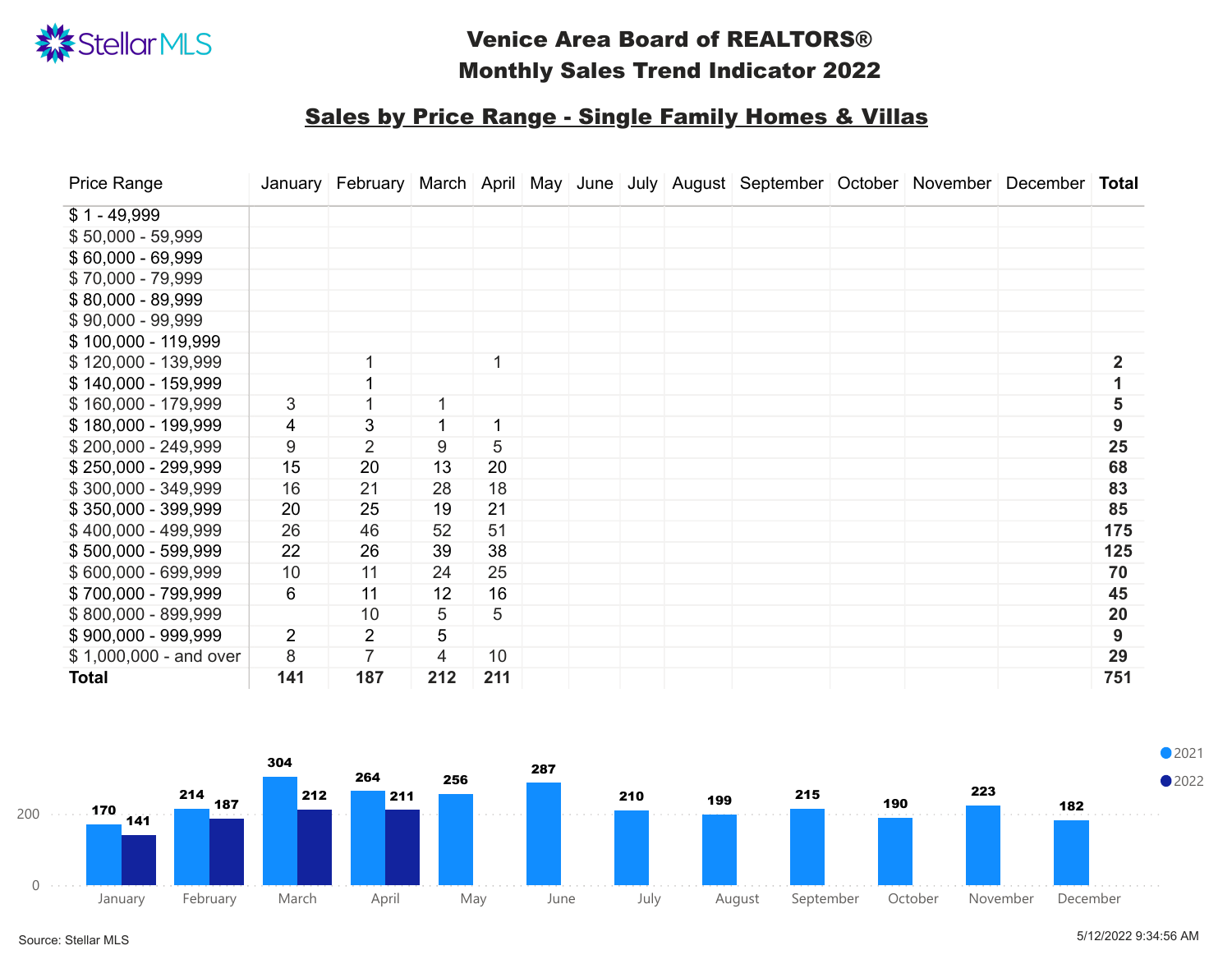# Venice Area Board of REALTORS®
# Monthly Sales Trend Indicator 2022

## Sales by Price Range - Single Family Homes & Villas

| Price Range | January | February | March | April | May | June | July | August | September | October | November | December | Total |
|---|---|---|---|---|---|---|---|---|---|---|---|---|---|
| $ 1 - 49,999 | | | | | | | | | | | | | |
| $ 50,000 - 59,999 | | | | | | | | | | | | | |
| $ 60,000 - 69,999 | | | | | | | | | | | | | |
| $ 70,000 - 79,999 | | | | | | | | | | | | | |
| $ 80,000 - 89,999 | | | | | | | | | | | | | |
| $ 90,000 - 99,999 | | | | | | | | | | | | | |
| $ 100,000 - 119,999 | | | | | | | | | | | | | |
| $ 120,000 - 139,999 | | 1 | | 1 | | | | | | | | | **2** |
| $ 140,000 - 159,999 | | 1 | | | | | | | | | | | **1** |
| $ 160,000 - 179,999 | 3 | 1 | 1 | | | | | | | | | | **5** |
| $ 180,000 - 199,999 | 4 | 3 | 1 | 1 | | | | | | | | | **9** |
| $ 200,000 - 249,999 | 9 | 2 | 9 | 5 | | | | | | | | | **25** |
| $ 250,000 - 299,999 | 15 | 20 | 13 | 20 | | | | | | | | | **68** |
| $ 300,000 - 349,999 | 16 | 21 | 28 | 18 | | | | | | | | | **83** |
| $ 350,000 - 399,999 | 20 | 25 | 19 | 21 | | | | | | | | | **85** |
| $ 400,000 - 499,999 | 26 | 46 | 52 | 51 | | | | | | | | | **175** |
| $ 500,000 - 599,999 | 22 | 26 | 39 | 38 | | | | | | | | | **125** |
| $ 600,000 - 699,999 | 10 | 11 | 24 | 25 | | | | | | | | | **70** |
| $ 700,000 - 799,999 | 6 | 11 | 12 | 16 | | | | | | | | | **45** |
| $ 800,000 - 899,999 | | 10 | 5 | 5 | | | | | | | | | **20** |
| $ 900,000 - 999,999 | 2 | 2 | 5 | | | | | | | | | | **9** |
| $ 1,000,000 - and over | 8 | 7 | 4 | 10 | | | | | | | | | **29** |
| **Total** | **141** | **187** | **212** | **211** | | | | | | | | | **751** |

| | January | February | March | April | May | June | July | August | September | October | November | December |
|---|---|---|---|---|---|---|---|---|---|---|---|---|
| 2021 | 170 | 214 | 304 | 264 | 256 | 287 | 210 | 199 | 215 | 190 | 223 | 182 |
| 2022 | 141 | 187 | 212 | 211 | | | | | | | | |

Source: Stellar MLS

5/12/2022 9:34:56 AM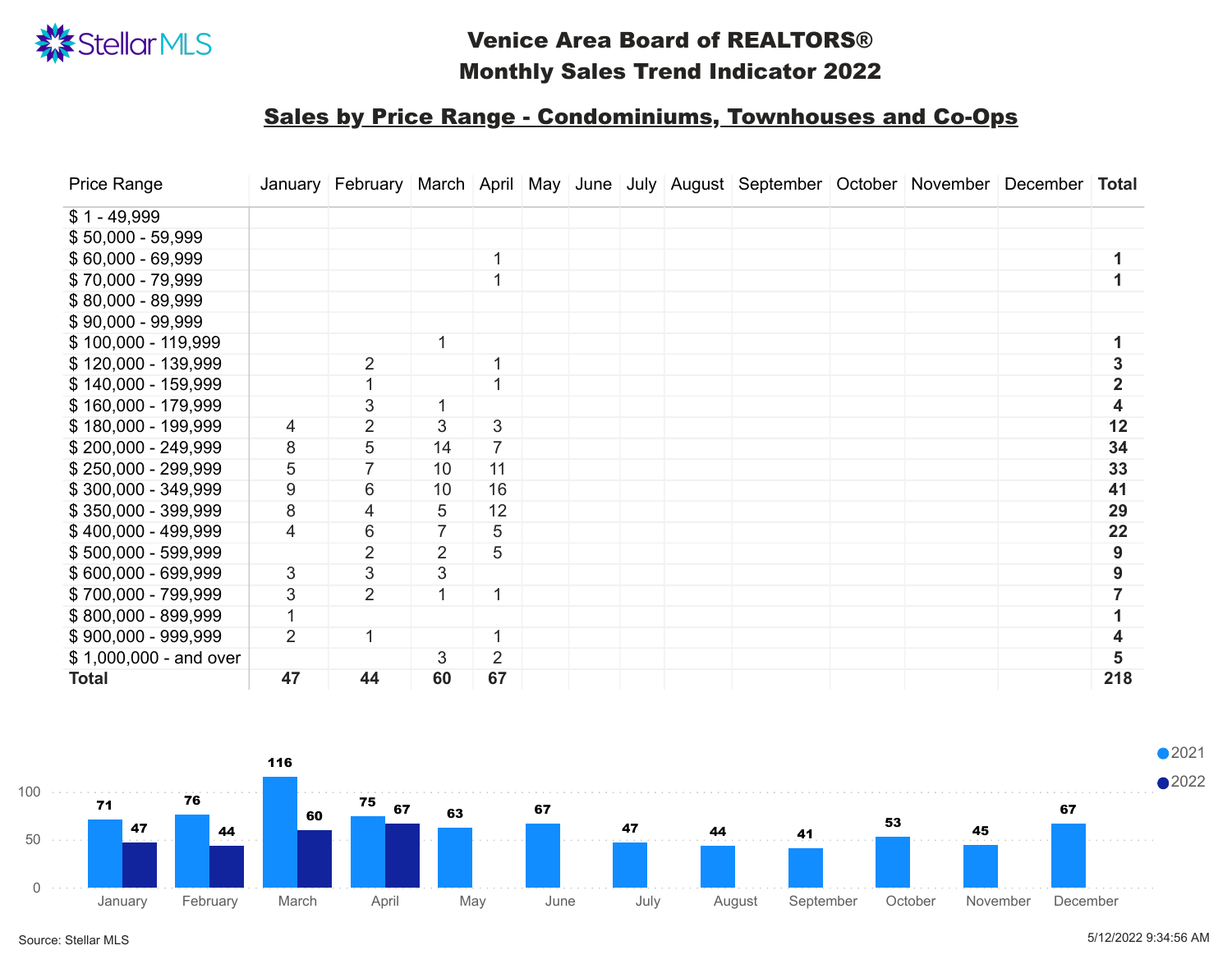# Venice Area Board of REALTORS®
# Monthly Sales Trend Indicator 2022

## Sales by Price Range - Condominiums, Townhouses and Co-Ops

| Price Range | January | February | March | April | May | June | July | August | September | October | November | December | Total |
|---|---|---|---|---|---|---|---|---|---|---|---|---|---|
| $ 1 - 49,999 | | | | | | | | | | | | | |
| $ 50,000 - 59,999 | | | | | | | | | | | | | |
| $ 60,000 - 69,999 | | | | 1 | | | | | | | | | **1** |
| $ 70,000 - 79,999 | | | | 1 | | | | | | | | | **1** |
| $ 80,000 - 89,999 | | | | | | | | | | | | | |
| $ 90,000 - 99,999 | | | | | | | | | | | | | |
| $ 100,000 - 119,999 | | | 1 | | | | | | | | | | **1** |
| $ 120,000 - 139,999 | | 2 | | 1 | | | | | | | | | **3** |
| $ 140,000 - 159,999 | | 1 | | 1 | | | | | | | | | **2** |
| $ 160,000 - 179,999 | | 3 | 1 | | | | | | | | | | **4** |
| $ 180,000 - 199,999 | 4 | 2 | 3 | 3 | | | | | | | | | **12** |
| $ 200,000 - 249,999 | 8 | 5 | 14 | 7 | | | | | | | | | **34** |
| $ 250,000 - 299,999 | 5 | 7 | 10 | 11 | | | | | | | | | **33** |
| $ 300,000 - 349,999 | 9 | 6 | 10 | 16 | | | | | | | | | **41** |
| $ 350,000 - 399,999 | 8 | 4 | 5 | 12 | | | | | | | | | **29** |
| $ 400,000 - 499,999 | 4 | 6 | 7 | 5 | | | | | | | | | **22** |
| $ 500,000 - 599,999 | | 2 | 2 | 5 | | | | | | | | | **9** |
| $ 600,000 - 699,999 | 3 | 3 | 3 | | | | | | | | | | **9** |
| $ 700,000 - 799,999 | 3 | 2 | 1 | 1 | | | | | | | | | **7** |
| $ 800,000 - 899,999 | 1 | | | | | | | | | | | | **1** |
| $ 900,000 - 999,999 | 2 | 1 | | 1 | | | | | | | | | **4** |
| $ 1,000,000 - and over | | | 3 | 2 | | | | | | | | | **5** |
| **Total** | **47** | **44** | **60** | **67** | | | | | | | | | **218** |

| Month | 2021 | 2022 |
|---|---|---|
| January | 71 | 47 |
| February | 76 | 44 |
| March | 116 | 60 |
| April | 75 | 67 |
| May | 63 | |
| June | 67 | |
| July | 47 | |
| August | 44 | |
| September | 41 | |
| October | 53 | |
| November | 45 | |
| December | 67 | |

Source: Stellar MLS

5/12/2022 9:34:56 AM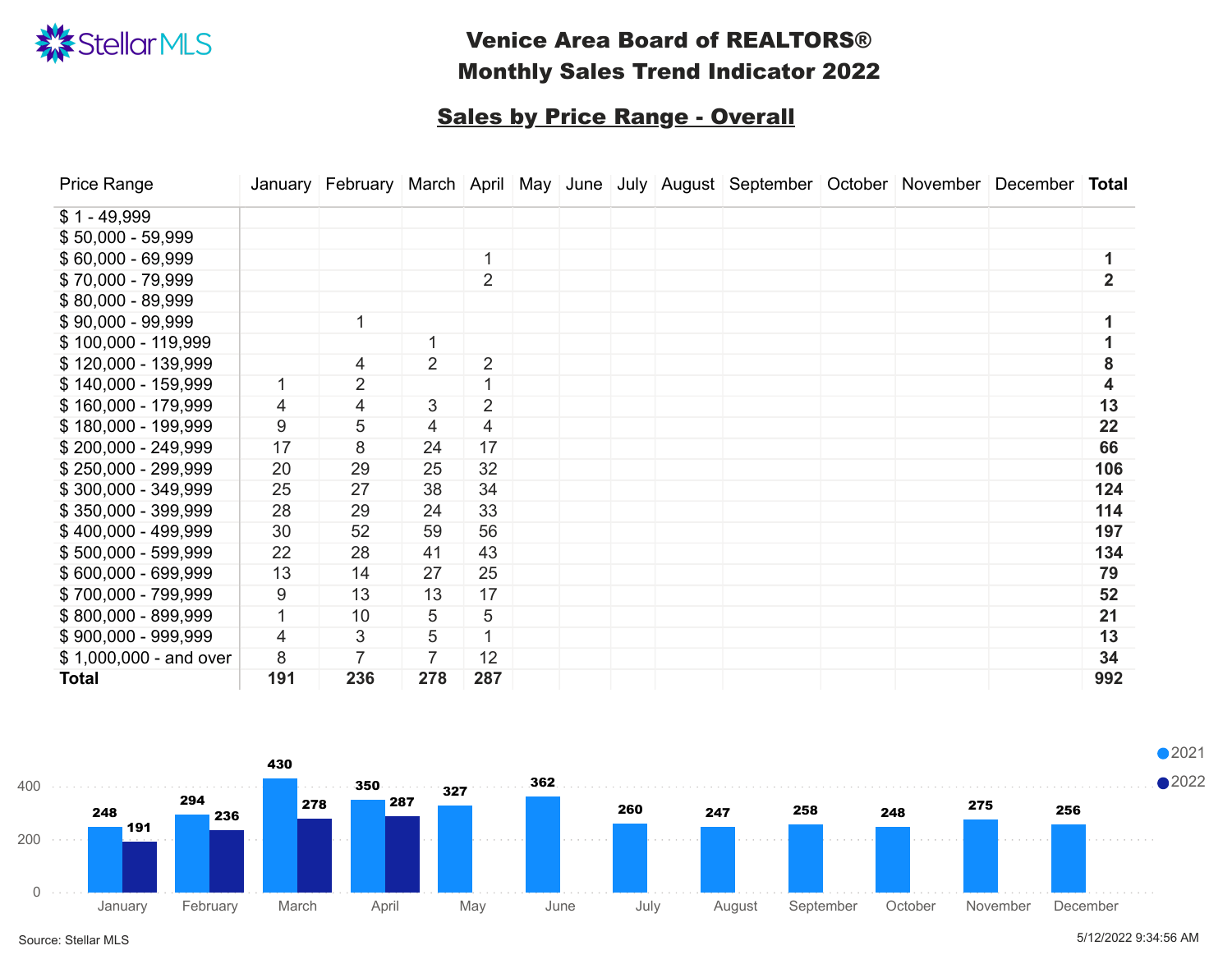Stellar MLS

# Venice Area Board of REALTORS®
# Monthly Sales Trend Indicator 2022

## Sales by Price Range - Overall

| Price Range | January | February | March | April | May | June | July | August | September | October | November | December | Total |
|---|---|---|---|---|---|---|---|---|---|---|---|---|---|
| $ 1 - 49,999 | | | | | | | | | | | | | |
| $ 50,000 - 59,999 | | | | | | | | | | | | | |
| $ 60,000 - 69,999 | | | | 1 | | | | | | | | | **1** |
| $ 70,000 - 79,999 | | | | 2 | | | | | | | | | **2** |
| $ 80,000 - 89,999 | | | | | | | | | | | | | |
| $ 90,000 - 99,999 | | 1 | | | | | | | | | | | **1** |
| $ 100,000 - 119,999 | | | 1 | | | | | | | | | | **1** |
| $ 120,000 - 139,999 | | 4 | 2 | 2 | | | | | | | | | **8** |
| $ 140,000 - 159,999 | 1 | 2 | | 1 | | | | | | | | | **4** |
| $ 160,000 - 179,999 | 4 | 4 | 3 | 2 | | | | | | | | | **13** |
| $ 180,000 - 199,999 | 9 | 5 | 4 | 4 | | | | | | | | | **22** |
| $ 200,000 - 249,999 | 17 | 8 | 24 | 17 | | | | | | | | | **66** |
| $ 250,000 - 299,999 | 20 | 29 | 25 | 32 | | | | | | | | | **106** |
| $ 300,000 - 349,999 | 25 | 27 | 38 | 34 | | | | | | | | | **124** |
| $ 350,000 - 399,999 | 28 | 29 | 24 | 33 | | | | | | | | | **114** |
| $ 400,000 - 499,999 | 30 | 52 | 59 | 56 | | | | | | | | | **197** |
| $ 500,000 - 599,999 | 22 | 28 | 41 | 43 | | | | | | | | | **134** |
| $ 600,000 - 699,999 | 13 | 14 | 27 | 25 | | | | | | | | | **79** |
| $ 700,000 - 799,999 | 9 | 13 | 13 | 17 | | | | | | | | | **52** |
| $ 800,000 - 899,999 | 1 | 10 | 5 | 5 | | | | | | | | | **21** |
| $ 900,000 - 999,999 | 4 | 3 | 5 | 1 | | | | | | | | | **13** |
| $ 1,000,000 - and over | 8 | 7 | 7 | 12 | | | | | | | | | **34** |
| **Total** | **191** | **236** | **278** | **287** | | | | | | | | | **992** |

| Month | 2021 | 2022 |
|---|---|---|
| January | 248 | 191 |
| February | 294 | 236 |
| March | 430 | 278 |
| April | 350 | 287 |
| May | 327 | |
| June | 362 | |
| July | 260 | |
| August | 247 | |
| September | 258 | |
| October | 248 | |
| November | 275 | |
| December | 256 | |

Source: Stellar MLS

5/12/2022 9:34:56 AM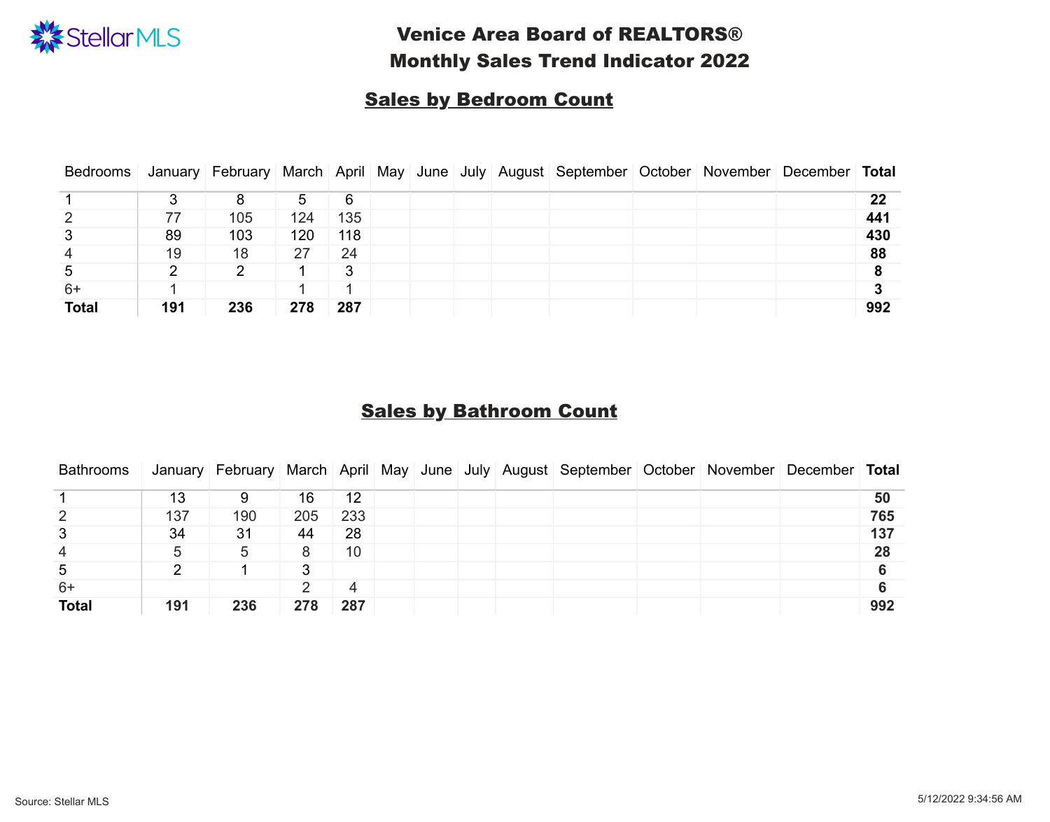# Venice Area Board of REALTORS®
# Monthly Sales Trend Indicator 2022

## Sales by Bedroom Count

| Bedrooms | January | February | March | April | May | June | July | August | September | October | November | December | Total |
|---|---|---|---|---|---|---|---|---|---|---|---|---|---|
| 1 | 3 | 8 | 5 | 6 | | | | | | | | | **22** |
| 2 | 77 | 105 | 124 | 135 | | | | | | | | | **441** |
| 3 | 89 | 103 | 120 | 118 | | | | | | | | | **430** |
| 4 | 19 | 18 | 27 | 24 | | | | | | | | | **88** |
| 5 | 2 | 2 | 1 | 3 | | | | | | | | | **8** |
| 6+ | 1 | | 1 | 1 | | | | | | | | | **3** |
| **Total** | **191** | **236** | **278** | **287** | | | | | | | | | **992** |

## Sales by Bathroom Count

| Bathrooms | January | February | March | April | May | June | July | August | September | October | November | December | Total |
|---|---|---|---|---|---|---|---|---|---|---|---|---|---|
| 1 | 13 | 9 | 16 | 12 | | | | | | | | | **50** |
| 2 | 137 | 190 | 205 | 233 | | | | | | | | | **765** |
| 3 | 34 | 31 | 44 | 28 | | | | | | | | | **137** |
| 4 | 5 | 5 | 8 | 10 | | | | | | | | | **28** |
| 5 | 2 | 1 | 3 | | | | | | | | | | **6** |
| 6+ | | | 2 | 4 | | | | | | | | | **6** |
| **Total** | **191** | **236** | **278** | **287** | | | | | | | | | **992** |

Source: Stellar MLS

5/12/2022 9:34:56 AM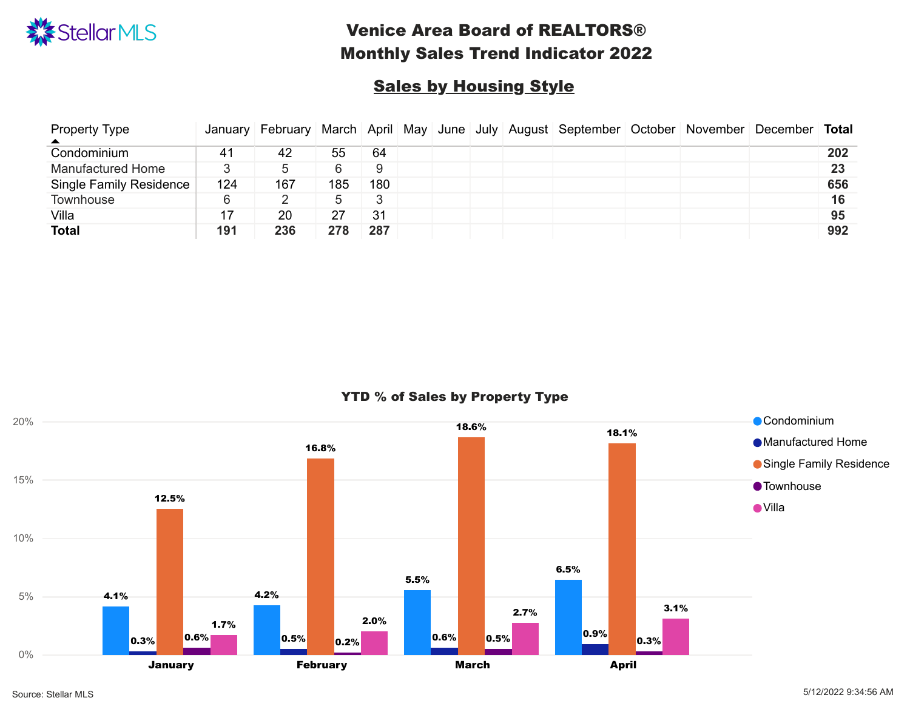# Venice Area Board of REALTORS®
# Monthly Sales Trend Indicator 2022

## Sales by Housing Style

| Property Type | January | February | March | April | May | June | July | August | September | October | November | December | Total |
|---|---|---|---|---|---|---|---|---|---|---|---|---|---|
| Condominium | 41 | 42 | 55 | 64 | | | | | | | | | **202** |
| Manufactured Home | 3 | 5 | 6 | 9 | | | | | | | | | **23** |
| Single Family Residence | 124 | 167 | 185 | 180 | | | | | | | | | **656** |
| Townhouse | 6 | 2 | 5 | 3 | | | | | | | | | **16** |
| Villa | 17 | 20 | 27 | 31 | | | | | | | | | **95** |
| **Total** | **191** | **236** | **278** | **287** | | | | | | | | | **992** |

### YTD % of Sales by Property Type

| Property Type | January | February | March | April |
|---|---|---|---|---|
| Condominium | 4.1% | 4.2% | 5.5% | 6.5% |
| Manufactured Home | 0.3% | 0.5% | 0.6% | 0.9% |
| Single Family Residence | 12.5% | 16.8% | 18.6% | 18.1% |
| Townhouse | 0.6% | 0.2% | 0.5% | 0.3% |
| Villa | 1.7% | 2.0% | 2.7% | 3.1% |

Source: Stellar MLS

5/12/2022 9:34:56 AM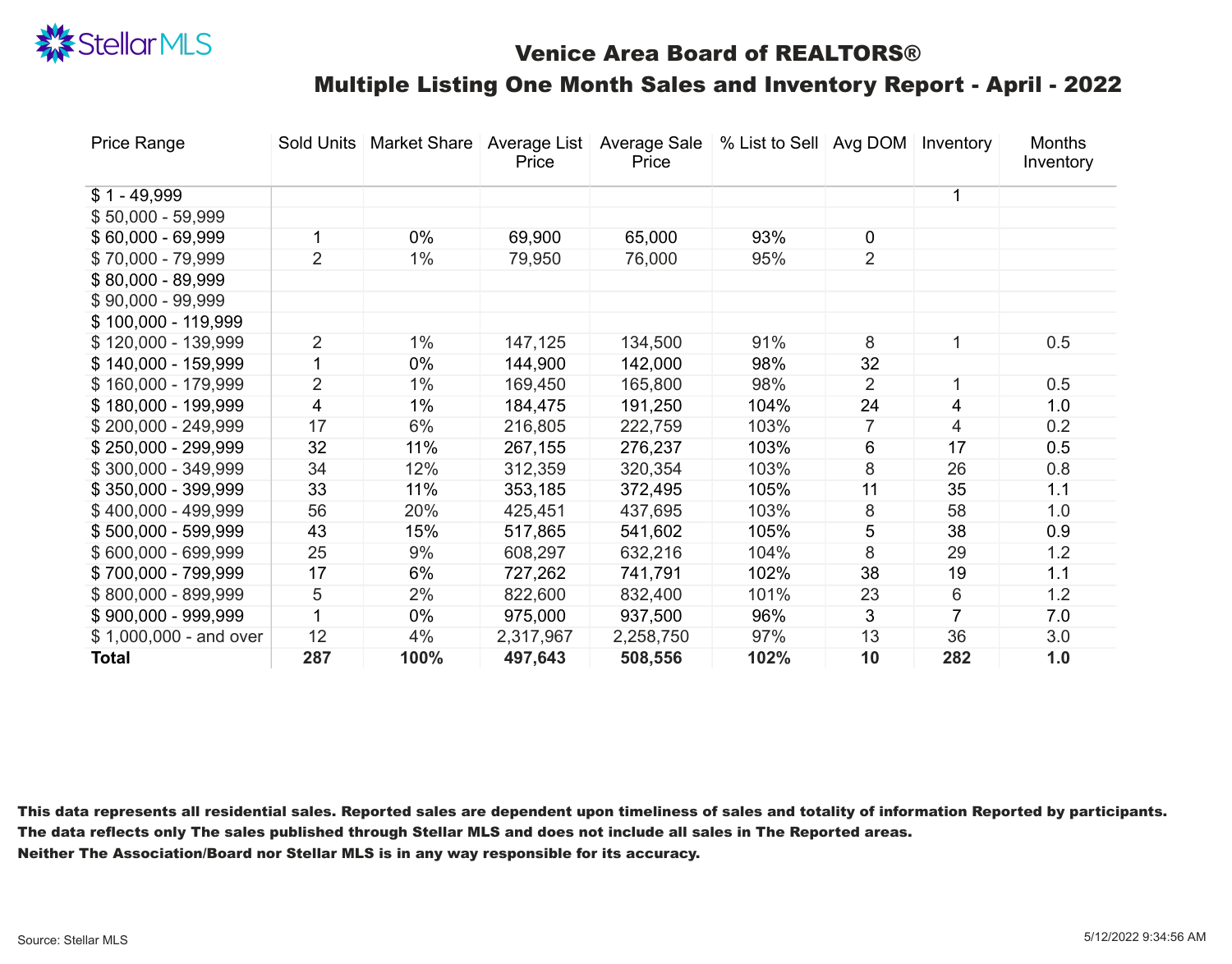# Venice Area Board of REALTORS®

## Multiple Listing One Month Sales and Inventory Report - April - 2022

| Price Range | Sold Units | Market Share | Average List Price | Average Sale Price | % List to Sell | Avg DOM | Inventory | Months Inventory |
|---|---|---|---|---|---|---|---|---|
| $ 1 - 49,999 | | | | | | | 1 | |
| $ 50,000 - 59,999 | | | | | | | | |
| $ 60,000 - 69,999 | 1 | 0% | 69,900 | 65,000 | 93% | 0 | | |
| $ 70,000 - 79,999 | 2 | 1% | 79,950 | 76,000 | 95% | 2 | | |
| $ 80,000 - 89,999 | | | | | | | | |
| $ 90,000 - 99,999 | | | | | | | | |
| $ 100,000 - 119,999 | | | | | | | | |
| $ 120,000 - 139,999 | 2 | 1% | 147,125 | 134,500 | 91% | 8 | 1 | 0.5 |
| $ 140,000 - 159,999 | 1 | 0% | 144,900 | 142,000 | 98% | 32 | | |
| $ 160,000 - 179,999 | 2 | 1% | 169,450 | 165,800 | 98% | 2 | 1 | 0.5 |
| $ 180,000 - 199,999 | 4 | 1% | 184,475 | 191,250 | 104% | 24 | 4 | 1.0 |
| $ 200,000 - 249,999 | 17 | 6% | 216,805 | 222,759 | 103% | 7 | 4 | 0.2 |
| $ 250,000 - 299,999 | 32 | 11% | 267,155 | 276,237 | 103% | 6 | 17 | 0.5 |
| $ 300,000 - 349,999 | 34 | 12% | 312,359 | 320,354 | 103% | 8 | 26 | 0.8 |
| $ 350,000 - 399,999 | 33 | 11% | 353,185 | 372,495 | 105% | 11 | 35 | 1.1 |
| $ 400,000 - 499,999 | 56 | 20% | 425,451 | 437,695 | 103% | 8 | 58 | 1.0 |
| $ 500,000 - 599,999 | 43 | 15% | 517,865 | 541,602 | 105% | 5 | 38 | 0.9 |
| $ 600,000 - 699,999 | 25 | 9% | 608,297 | 632,216 | 104% | 8 | 29 | 1.2 |
| $ 700,000 - 799,999 | 17 | 6% | 727,262 | 741,791 | 102% | 38 | 19 | 1.1 |
| $ 800,000 - 899,999 | 5 | 2% | 822,600 | 832,400 | 101% | 23 | 6 | 1.2 |
| $ 900,000 - 999,999 | 1 | 0% | 975,000 | 937,500 | 96% | 3 | 7 | 7.0 |
| $ 1,000,000 - and over | 12 | 4% | 2,317,967 | 2,258,750 | 97% | 13 | 36 | 3.0 |
| **Total** | **287** | **100%** | **497,643** | **508,556** | **102%** | **10** | **282** | **1.0** |

**This data represents all residential sales. Reported sales are dependent upon timeliness of sales and totality of information Reported by participants. The data reflects only The sales published through Stellar MLS and does not include all sales in The Reported areas. Neither The Association/Board nor Stellar MLS is in any way responsible for its accuracy.**

Source: Stellar MLS

5/12/2022 9:34:56 AM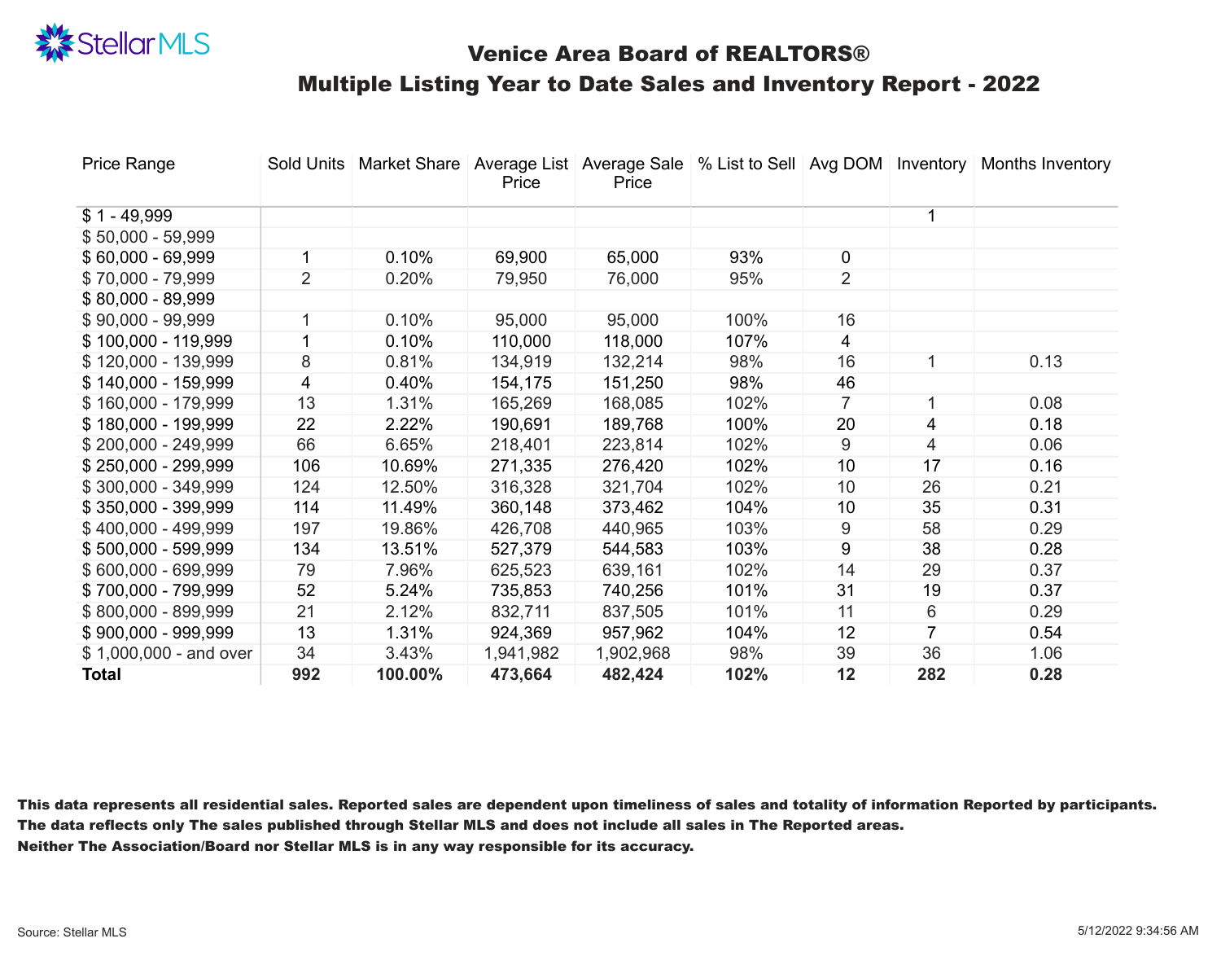# Venice Area Board of REALTORS®

## Multiple Listing Year to Date Sales and Inventory Report - 2022

| Price Range | Sold Units | Market Share | Average List Price | Average Sale Price | % List to Sell | Avg DOM | Inventory | Months Inventory |
|---|---|---|---|---|---|---|---|---|
| $ 1 - 49,999 | | | | | | | 1 | |
| $ 50,000 - 59,999 | | | | | | | | |
| $ 60,000 - 69,999 | 1 | 0.10% | 69,900 | 65,000 | 93% | 0 | | |
| $ 70,000 - 79,999 | 2 | 0.20% | 79,950 | 76,000 | 95% | 2 | | |
| $ 80,000 - 89,999 | | | | | | | | |
| $ 90,000 - 99,999 | 1 | 0.10% | 95,000 | 95,000 | 100% | 16 | | |
| $ 100,000 - 119,999 | 1 | 0.10% | 110,000 | 118,000 | 107% | 4 | | |
| $ 120,000 - 139,999 | 8 | 0.81% | 134,919 | 132,214 | 98% | 16 | 1 | 0.13 |
| $ 140,000 - 159,999 | 4 | 0.40% | 154,175 | 151,250 | 98% | 46 | | |
| $ 160,000 - 179,999 | 13 | 1.31% | 165,269 | 168,085 | 102% | 7 | 1 | 0.08 |
| $ 180,000 - 199,999 | 22 | 2.22% | 190,691 | 189,768 | 100% | 20 | 4 | 0.18 |
| $ 200,000 - 249,999 | 66 | 6.65% | 218,401 | 223,814 | 102% | 9 | 4 | 0.06 |
| $ 250,000 - 299,999 | 106 | 10.69% | 271,335 | 276,420 | 102% | 10 | 17 | 0.16 |
| $ 300,000 - 349,999 | 124 | 12.50% | 316,328 | 321,704 | 102% | 10 | 26 | 0.21 |
| $ 350,000 - 399,999 | 114 | 11.49% | 360,148 | 373,462 | 104% | 10 | 35 | 0.31 |
| $ 400,000 - 499,999 | 197 | 19.86% | 426,708 | 440,965 | 103% | 9 | 58 | 0.29 |
| $ 500,000 - 599,999 | 134 | 13.51% | 527,379 | 544,583 | 103% | 9 | 38 | 0.28 |
| $ 600,000 - 699,999 | 79 | 7.96% | 625,523 | 639,161 | 102% | 14 | 29 | 0.37 |
| $ 700,000 - 799,999 | 52 | 5.24% | 735,853 | 740,256 | 101% | 31 | 19 | 0.37 |
| $ 800,000 - 899,999 | 21 | 2.12% | 832,711 | 837,505 | 101% | 11 | 6 | 0.29 |
| $ 900,000 - 999,999 | 13 | 1.31% | 924,369 | 957,962 | 104% | 12 | 7 | 0.54 |
| $ 1,000,000 - and over | 34 | 3.43% | 1,941,982 | 1,902,968 | 98% | 39 | 36 | 1.06 |
| **Total** | **992** | **100.00%** | **473,664** | **482,424** | **102%** | **12** | **282** | **0.28** |

**This data represents all residential sales. Reported sales are dependent upon timeliness of sales and totality of information Reported by participants.**
**The data reflects only The sales published through Stellar MLS and does not include all sales in The Reported areas.**
**Neither The Association/Board nor Stellar MLS is in any way responsible for its accuracy.**

Source: Stellar MLS

5/12/2022 9:34:56 AM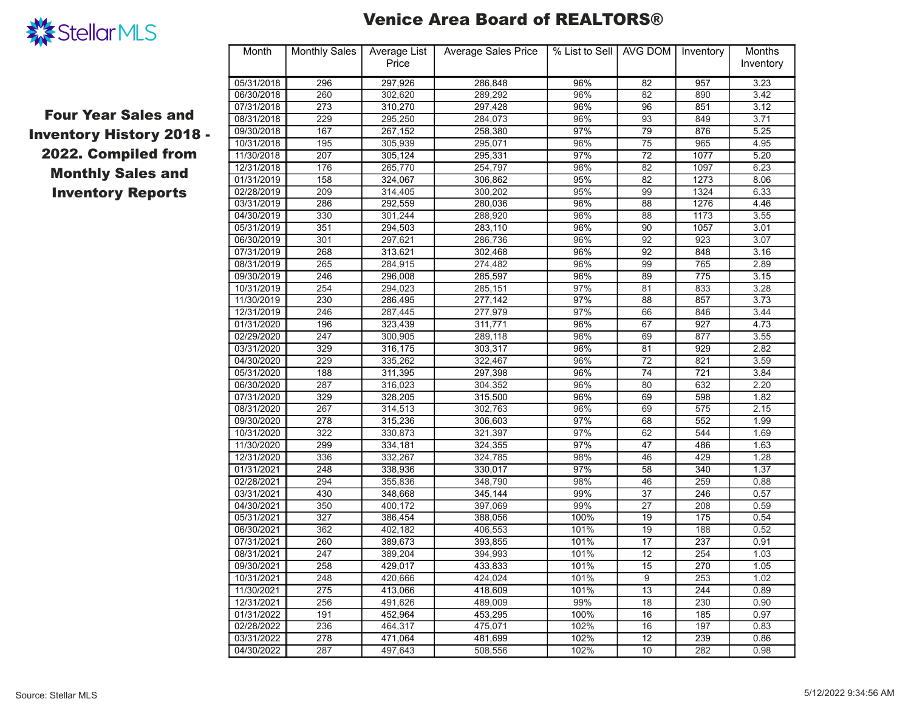# Venice Area Board of REALTORS®

StellarMLS

**Four Year Sales and Inventory History 2018 - 2022. Compiled from Monthly Sales and Inventory Reports**

| Month | Monthly Sales | Average List Price | Average Sales Price | % List to Sell | AVG DOM | Inventory | Months Inventory |
|---|---|---|---|---|---|---|---|
| 05/31/2018 | 296 | 297,926 | 286,848 | 96% | 82 | 957 | 3.23 |
| 06/30/2018 | 260 | 302,620 | 289,292 | 96% | 82 | 890 | 3.42 |
| 07/31/2018 | 273 | 310,270 | 297,428 | 96% | 96 | 851 | 3.12 |
| 08/31/2018 | 229 | 295,250 | 284,073 | 96% | 93 | 849 | 3.71 |
| 09/30/2018 | 167 | 267,152 | 258,380 | 97% | 79 | 876 | 5.25 |
| 10/31/2018 | 195 | 305,939 | 295,071 | 96% | 75 | 965 | 4.95 |
| 11/30/2018 | 207 | 305,124 | 295,331 | 97% | 72 | 1077 | 5.20 |
| 12/31/2018 | 176 | 265,770 | 254,797 | 96% | 82 | 1097 | 6.23 |
| 01/31/2019 | 158 | 324,067 | 306,862 | 95% | 82 | 1273 | 8.06 |
| 02/28/2019 | 209 | 314,405 | 300,202 | 95% | 99 | 1324 | 6.33 |
| 03/31/2019 | 286 | 292,559 | 280,036 | 96% | 88 | 1276 | 4.46 |
| 04/30/2019 | 330 | 301,244 | 288,920 | 96% | 88 | 1173 | 3.55 |
| 05/31/2019 | 351 | 294,503 | 283,110 | 96% | 90 | 1057 | 3.01 |
| 06/30/2019 | 301 | 297,621 | 286,736 | 96% | 92 | 923 | 3.07 |
| 07/31/2019 | 268 | 313,621 | 302,468 | 96% | 92 | 848 | 3.16 |
| 08/31/2019 | 265 | 284,915 | 274,482 | 96% | 99 | 765 | 2.89 |
| 09/30/2019 | 246 | 296,008 | 285,597 | 96% | 89 | 775 | 3.15 |
| 10/31/2019 | 254 | 294,023 | 285,151 | 97% | 81 | 833 | 3.28 |
| 11/30/2019 | 230 | 286,495 | 277,142 | 97% | 88 | 857 | 3.73 |
| 12/31/2019 | 246 | 287,445 | 277,979 | 97% | 66 | 846 | 3.44 |
| 01/31/2020 | 196 | 323,439 | 311,771 | 96% | 67 | 927 | 4.73 |
| 02/29/2020 | 247 | 300,905 | 289,118 | 96% | 69 | 877 | 3.55 |
| 03/31/2020 | 329 | 316,175 | 303,317 | 96% | 81 | 929 | 2.82 |
| 04/30/2020 | 229 | 335,262 | 322,467 | 96% | 72 | 821 | 3.59 |
| 05/31/2020 | 188 | 311,395 | 297,398 | 96% | 74 | 721 | 3.84 |
| 06/30/2020 | 287 | 316,023 | 304,352 | 96% | 80 | 632 | 2.20 |
| 07/31/2020 | 329 | 328,205 | 315,500 | 96% | 69 | 598 | 1.82 |
| 08/31/2020 | 267 | 314,513 | 302,763 | 96% | 69 | 575 | 2.15 |
| 09/30/2020 | 278 | 315,236 | 306,603 | 97% | 68 | 552 | 1.99 |
| 10/31/2020 | 322 | 330,873 | 321,397 | 97% | 62 | 544 | 1.69 |
| 11/30/2020 | 299 | 334,181 | 324,355 | 97% | 47 | 486 | 1.63 |
| 12/31/2020 | 336 | 332,267 | 324,785 | 98% | 46 | 429 | 1.28 |
| 01/31/2021 | 248 | 338,936 | 330,017 | 97% | 58 | 340 | 1.37 |
| 02/28/2021 | 294 | 355,836 | 348,790 | 98% | 46 | 259 | 0.88 |
| 03/31/2021 | 430 | 348,668 | 345,144 | 99% | 37 | 246 | 0.57 |
| 04/30/2021 | 350 | 400,172 | 397,069 | 99% | 27 | 208 | 0.59 |
| 05/31/2021 | 327 | 386,454 | 388,056 | 100% | 19 | 175 | 0.54 |
| 06/30/2021 | 362 | 402,182 | 406,553 | 101% | 19 | 188 | 0.52 |
| 07/31/2021 | 260 | 389,673 | 393,855 | 101% | 17 | 237 | 0.91 |
| 08/31/2021 | 247 | 389,204 | 394,993 | 101% | 12 | 254 | 1.03 |
| 09/30/2021 | 258 | 429,017 | 433,833 | 101% | 15 | 270 | 1.05 |
| 10/31/2021 | 248 | 420,666 | 424,024 | 101% | 9 | 253 | 1.02 |
| 11/30/2021 | 275 | 413,066 | 418,609 | 101% | 13 | 244 | 0.89 |
| 12/31/2021 | 256 | 491,626 | 489,009 | 99% | 18 | 230 | 0.90 |
| 01/31/2022 | 191 | 452,964 | 453,295 | 100% | 16 | 185 | 0.97 |
| 02/28/2022 | 236 | 464,317 | 475,071 | 102% | 16 | 197 | 0.83 |
| 03/31/2022 | 278 | 471,064 | 481,699 | 102% | 12 | 239 | 0.86 |
| 04/30/2022 | 287 | 497,643 | 508,556 | 102% | 10 | 282 | 0.98 |

Source: Stellar MLS

5/12/2022 9:34:56 AM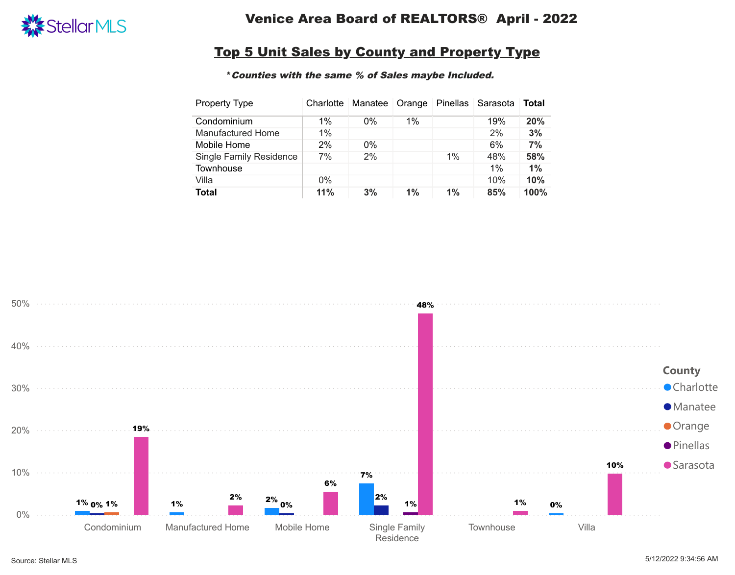# Venice Area Board of REALTORS®  April - 2022

## Top 5 Unit Sales by County and Property Type

***Counties with the same % of Sales maybe Included.**

| Property Type | Charlotte | Manatee | Orange | Pinellas | Sarasota | Total |
|---|---|---|---|---|---|---|
| Condominium | 1% | 0% | 1% | | 19% | **20%** |
| Manufactured Home | 1% | | | | 2% | **3%** |
| Mobile Home | 2% | 0% | | | 6% | **7%** |
| Single Family Residence | 7% | 2% | | 1% | 48% | **58%** |
| Townhouse | | | | | 1% | **1%** |
| Villa | 0% | | | | 10% | **10%** |
| **Total** | **11%** | **3%** | **1%** | **1%** | **85%** | **100%** |

50%
40%
30%
20%
10%
0%

1% 0% 1% 19%
Condominium

1% 2%
Manufactured Home

2% 0% 6%
Mobile Home

7% 2% 1% 48%
Single Family Residence

1%
Townhouse

0% 10%
Villa

County
Charlotte
Manatee
Orange
Pinellas
Sarasota

Source: Stellar MLS

5/12/2022 9:34:56 AM